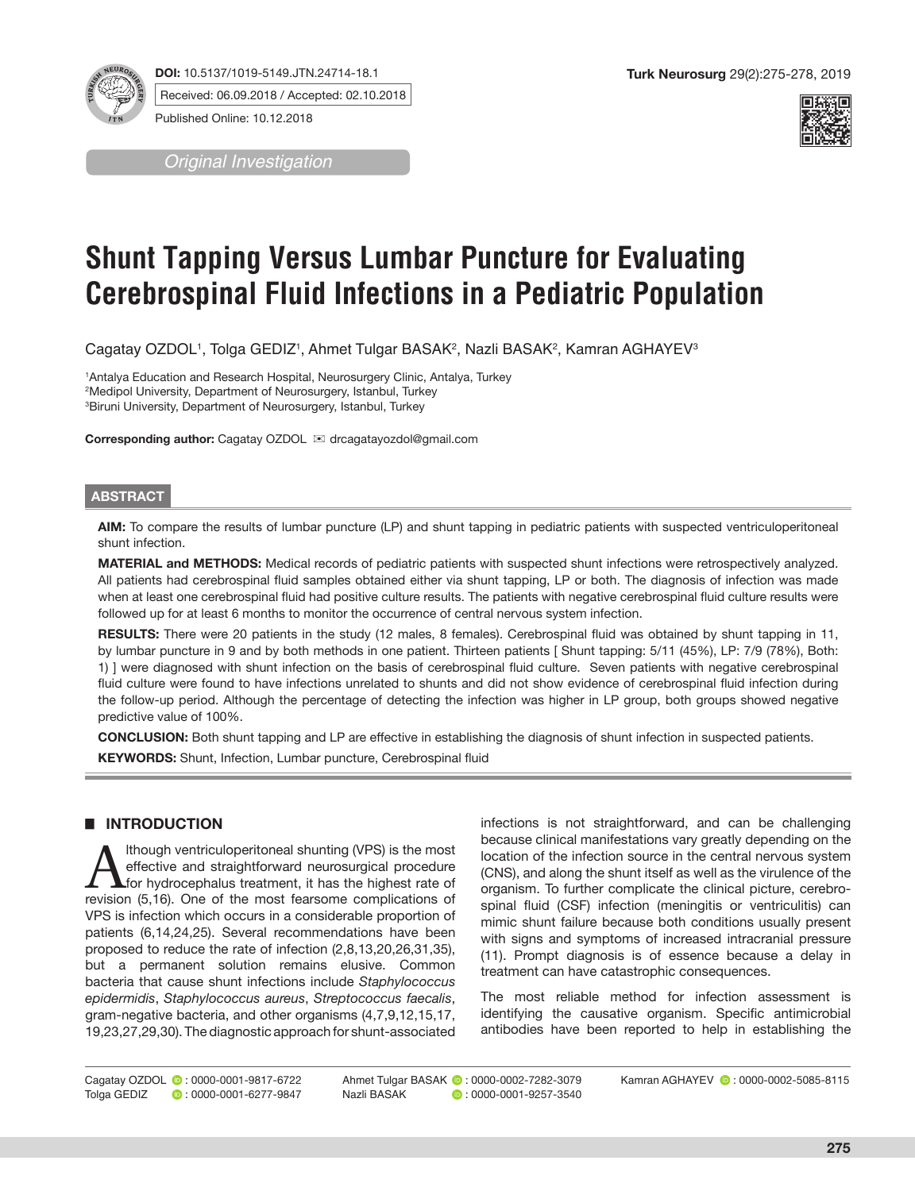DOI: 10.5137/1019-5149.JTN.24714-18.1

Received: 06.09.2018 / Accepted: 02.10.2018

Published Online: 10.12.2018

*Original Investigation*

# Shunt Tapping Versus Lumbar Puncture for Evaluating Cerebrospinal Fluid Infections in a Pediatric Population

Cagatay OZDOL[1], Tolga GEDIZ[1], Ahmet Tulgar BASAK[2], Nazli BASAK[2], Kamran AGHAYEV[3]

[1]Antalya Education and Research Hospital, Neurosurgery Clinic, Antalya, Turkey
[2]Medipol University, Department of Neurosurgery, Istanbul, Turkey
[3]Biruni University, Department of Neurosurgery, Istanbul, Turkey

**Corresponding author:** Cagatay OZDOL ✉ drcagatayozdol@gmail.com

## ABSTRACT

**AIM:** To compare the results of lumbar puncture (LP) and shunt tapping in pediatric patients with suspected ventriculoperitoneal shunt infection.

**MATERIAL and METHODS:** Medical records of pediatric patients with suspected shunt infections were retrospectively analyzed. All patients had cerebrospinal fluid samples obtained either via shunt tapping, LP or both. The diagnosis of infection was made when at least one cerebrospinal fluid had positive culture results. The patients with negative cerebrospinal fluid culture results were followed up for at least 6 months to monitor the occurrence of central nervous system infection.

**RESULTS:** There were 20 patients in the study (12 males, 8 females). Cerebrospinal fluid was obtained by shunt tapping in 11, by lumbar puncture in 9 and by both methods in one patient. Thirteen patients [ Shunt tapping: 5/11 (45%), LP: 7/9 (78%), Both: 1) ] were diagnosed with shunt infection on the basis of cerebrospinal fluid culture. Seven patients with negative cerebrospinal fluid culture were found to have infections unrelated to shunts and did not show evidence of cerebrospinal fluid infection during the follow-up period. Although the percentage of detecting the infection was higher in LP group, both groups showed negative predictive value of 100%.

**CONCLUSION:** Both shunt tapping and LP are effective in establishing the diagnosis of shunt infection in suspected patients.

**KEYWORDS:** Shunt, Infection, Lumbar puncture, Cerebrospinal fluid

## INTRODUCTION

Although ventriculoperitoneal shunting (VPS) is the most effective and straightforward neurosurgical procedure for hydrocephalus treatment, it has the highest rate of revision (5,16). One of the most fearsome complications of VPS is infection which occurs in a considerable proportion of patients (6,14,24,25). Several recommendations have been proposed to reduce the rate of infection (2,8,13,20,26,31,35), but a permanent solution remains elusive. Common bacteria that cause shunt infections include *Staphylococcus epidermidis*, *Staphylococcus aureus*, *Streptococcus faecalis*, gram-negative bacteria, and other organisms (4,7,9,12,15,17, 19,23,27,29,30). The diagnostic approach for shunt-associated infections is not straightforward, and can be challenging because clinical manifestations vary greatly depending on the location of the infection source in the central nervous system (CNS), and along the shunt itself as well as the virulence of the organism. To further complicate the clinical picture, cerebrospinal fluid (CSF) infection (meningitis or ventriculitis) can mimic shunt failure because both conditions usually present with signs and symptoms of increased intracranial pressure (11). Prompt diagnosis is of essence because a delay in treatment can have catastrophic consequences.

The most reliable method for infection assessment is identifying the causative organism. Specific antimicrobial antibodies have been reported to help in establishing the

Cagatay OZDOL : 0000-0001-9817-6722
Tolga GEDIZ : 0000-0001-6277-9847
Ahmet Tulgar BASAK : 0000-0002-7282-3079
Nazli BASAK : 0000-0001-9257-3540
Kamran AGHAYEV : 0000-0002-5085-8115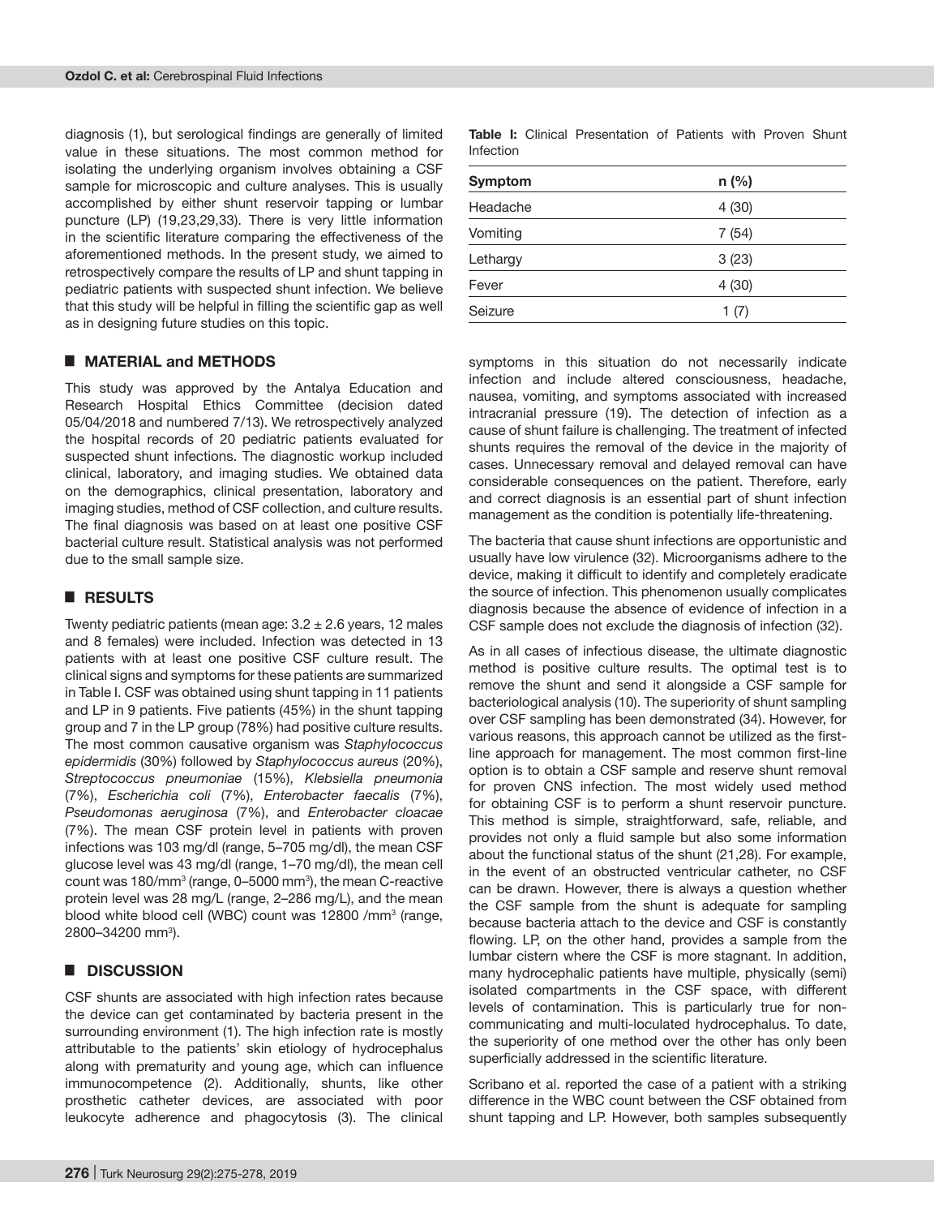diagnosis (1), but serological findings are generally of limited value in these situations. The most common method for isolating the underlying organism involves obtaining a CSF sample for microscopic and culture analyses. This is usually accomplished by either shunt reservoir tapping or lumbar puncture (LP) (19,23,29,33). There is very little information in the scientific literature comparing the effectiveness of the aforementioned methods. In the present study, we aimed to retrospectively compare the results of LP and shunt tapping in pediatric patients with suspected shunt infection. We believe that this study will be helpful in filling the scientific gap as well as in designing future studies on this topic.

## ■ MATERIAL and METHODS

This study was approved by the Antalya Education and Research Hospital Ethics Committee (decision dated 05/04/2018 and numbered 7/13). We retrospectively analyzed the hospital records of 20 pediatric patients evaluated for suspected shunt infections. The diagnostic workup included clinical, laboratory, and imaging studies. We obtained data on the demographics, clinical presentation, laboratory and imaging studies, method of CSF collection, and culture results. The final diagnosis was based on at least one positive CSF bacterial culture result. Statistical analysis was not performed due to the small sample size.

## ■ RESULTS

Twenty pediatric patients (mean age: 3.2 ± 2.6 years, 12 males and 8 females) were included. Infection was detected in 13 patients with at least one positive CSF culture result. The clinical signs and symptoms for these patients are summarized in Table I. CSF was obtained using shunt tapping in 11 patients and LP in 9 patients. Five patients (45%) in the shunt tapping group and 7 in the LP group (78%) had positive culture results. The most common causative organism was *Staphylococcus epidermidis* (30%) followed by *Staphylococcus aureus* (20%), *Streptococcus pneumoniae* (15%), *Klebsiella pneumonia* (7%), *Escherichia coli* (7%), *Enterobacter faecalis* (7%), *Pseudomonas aeruginosa* (7%), and *Enterobacter cloacae* (7%). The mean CSF protein level in patients with proven infections was 103 mg/dl (range, 5–705 mg/dl), the mean CSF glucose level was 43 mg/dl (range, 1–70 mg/dl), the mean cell count was 180/mm$^3$ (range, 0–5000 mm$^3$), the mean C-reactive protein level was 28 mg/L (range, 2–286 mg/L), and the mean blood white blood cell (WBC) count was 12800 /mm$^3$ (range, 2800–34200 mm$^3$).

**Table I:** Clinical Presentation of Patients with Proven Shunt Infection

| Symptom | n (%) |
|---|---|
| Headache | 4 (30) |
| Vomiting | 7 (54) |
| Lethargy | 3 (23) |
| Fever | 4 (30) |
| Seizure | 1 (7) |

## ■ DISCUSSION

CSF shunts are associated with high infection rates because the device can get contaminated by bacteria present in the surrounding environment (1). The high infection rate is mostly attributable to the patients' skin etiology of hydrocephalus along with prematurity and young age, which can influence immunocompetence (2). Additionally, shunts, like other prosthetic catheter devices, are associated with poor leukocyte adherence and phagocytosis (3). The clinical symptoms in this situation do not necessarily indicate infection and include altered consciousness, headache, nausea, vomiting, and symptoms associated with increased intracranial pressure (19). The detection of infection as a cause of shunt failure is challenging. The treatment of infected shunts requires the removal of the device in the majority of cases. Unnecessary removal and delayed removal can have considerable consequences on the patient. Therefore, early and correct diagnosis is an essential part of shunt infection management as the condition is potentially life-threatening.

The bacteria that cause shunt infections are opportunistic and usually have low virulence (32). Microorganisms adhere to the device, making it difficult to identify and completely eradicate the source of infection. This phenomenon usually complicates diagnosis because the absence of evidence of infection in a CSF sample does not exclude the diagnosis of infection (32).

As in all cases of infectious disease, the ultimate diagnostic method is positive culture results. The optimal test is to remove the shunt and send it alongside a CSF sample for bacteriological analysis (10). The superiority of shunt sampling over CSF sampling has been demonstrated (34). However, for various reasons, this approach cannot be utilized as the first-line approach for management. The most common first-line option is to obtain a CSF sample and reserve shunt removal for proven CNS infection. The most widely used method for obtaining CSF is to perform a shunt reservoir puncture. This method is simple, straightforward, safe, reliable, and provides not only a fluid sample but also some information about the functional status of the shunt (21,28). For example, in the event of an obstructed ventricular catheter, no CSF can be drawn. However, there is always a question whether the CSF sample from the shunt is adequate for sampling because bacteria attach to the device and CSF is constantly flowing. LP, on the other hand, provides a sample from the lumbar cistern where the CSF is more stagnant. In addition, many hydrocephalic patients have multiple, physically (semi) isolated compartments in the CSF space, with different levels of contamination. This is particularly true for non-communicating and multi-loculated hydrocephalus. To date, the superiority of one method over the other has only been superficially addressed in the scientific literature.

Scribano et al. reported the case of a patient with a striking difference in the WBC count between the CSF obtained from shunt tapping and LP. However, both samples subsequently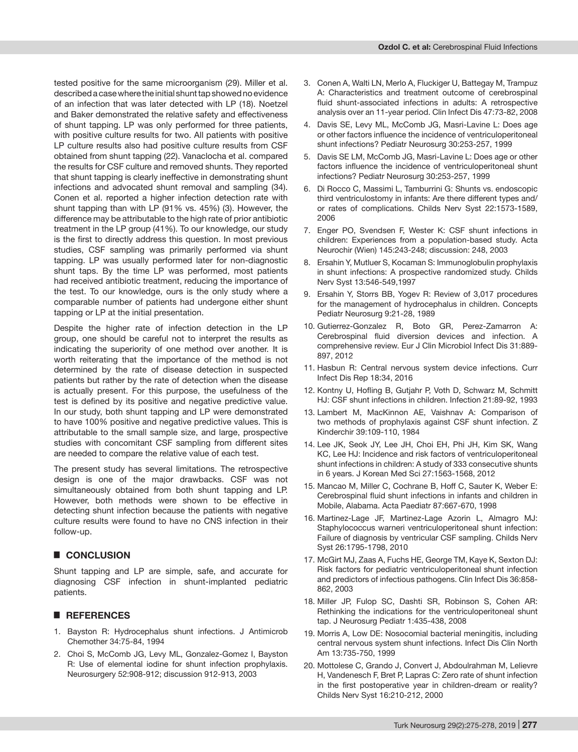tested positive for the same microorganism (29). Miller et al. described a case where the initial shunt tap showed no evidence of an infection that was later detected with LP (18). Noetzel and Baker demonstrated the relative safety and effectiveness of shunt tapping. LP was only performed for three patients, with positive culture results for two. All patients with positive LP culture results also had positive culture results from CSF obtained from shunt tapping (22). Vanaclocha et al. compared the results for CSF culture and removed shunts. They reported that shunt tapping is clearly ineffective in demonstrating shunt infections and advocated shunt removal and sampling (34). Conen et al. reported a higher infection detection rate with shunt tapping than with LP (91% vs. 45%) (3). However, the difference may be attributable to the high rate of prior antibiotic treatment in the LP group (41%). To our knowledge, our study is the first to directly address this question. In most previous studies, CSF sampling was primarily performed via shunt tapping. LP was usually performed later for non-diagnostic shunt taps. By the time LP was performed, most patients had received antibiotic treatment, reducing the importance of the test. To our knowledge, ours is the only study where a comparable number of patients had undergone either shunt tapping or LP at the initial presentation.

Despite the higher rate of infection detection in the LP group, one should be careful not to interpret the results as indicating the superiority of one method over another. It is worth reiterating that the importance of the method is not determined by the rate of disease detection in suspected patients but rather by the rate of detection when the disease is actually present. For this purpose, the usefulness of the test is defined by its positive and negative predictive value. In our study, both shunt tapping and LP were demonstrated to have 100% positive and negative predictive values. This is attributable to the small sample size, and large, prospective studies with concomitant CSF sampling from different sites are needed to compare the relative value of each test.

The present study has several limitations. The retrospective design is one of the major drawbacks. CSF was not simultaneously obtained from both shunt tapping and LP. However, both methods were shown to be effective in detecting shunt infection because the patients with negative culture results were found to have no CNS infection in their follow-up.

## CONCLUSION

Shunt tapping and LP are simple, safe, and accurate for diagnosing CSF infection in shunt-implanted pediatric patients.

## REFERENCES

1. Bayston R: Hydrocephalus shunt infections. J Antimicrob Chemother 34:75-84, 1994
2. Choi S, McComb JG, Levy ML, Gonzalez-Gomez I, Bayston R: Use of elemental iodine for shunt infection prophylaxis. Neurosurgery 52:908-912; discussion 912-913, 2003
3. Conen A, Walti LN, Merlo A, Fluckiger U, Battegay M, Trampuz A: Characteristics and treatment outcome of cerebrospinal fluid shunt-associated infections in adults: A retrospective analysis over an 11-year period. Clin Infect Dis 47:73-82, 2008
4. Davis SE, Levy ML, McComb JG, Masri-Lavine L: Does age or other factors influence the incidence of ventriculoperitoneal shunt infections? Pediatr Neurosurg 30:253-257, 1999
5. Davis SE LM, McComb JG, Masri-Lavine L: Does age or other factors influence the incidence of ventriculoperitoneal shunt infections? Pediatr Neurosurg 30:253-257, 1999
6. Di Rocco C, Massimi L, Tamburrini G: Shunts vs. endoscopic third ventriculostomy in infants: Are there different types and/or rates of complications. Childs Nerv Syst 22:1573-1589, 2006
7. Enger PO, Svendsen F, Wester K: CSF shunt infections in children: Experiences from a population-based study. Acta Neurochir (Wien) 145:243-248; discussion: 248, 2003
8. Ersahin Y, Mutluer S, Kocaman S: Immunoglobulin prophylaxis in shunt infections: A prospective randomized study. Childs Nerv Syst 13:546-549,1997
9. Ersahin Y, Storrs BB, Yogev R: Review of 3,017 procedures for the management of hydrocephalus in children. Concepts Pediatr Neurosurg 9:21-28, 1989
10. Gutierrez-Gonzalez R, Boto GR, Perez-Zamarron A: Cerebrospinal fluid diversion devices and infection. A comprehensive review. Eur J Clin Microbiol Infect Dis 31:889-897, 2012
11. Hasbun R: Central nervous system device infections. Curr Infect Dis Rep 18:34, 2016
12. Kontny U, Hofling B, Gutjahr P, Voth D, Schwarz M, Schmitt HJ: CSF shunt infections in children. Infection 21:89-92, 1993
13. Lambert M, MacKinnon AE, Vaishnav A: Comparison of two methods of prophylaxis against CSF shunt infection. Z Kinderchir 39:109-110, 1984
14. Lee JK, Seok JY, Lee JH, Choi EH, Phi JH, Kim SK, Wang KC, Lee HJ: Incidence and risk factors of ventriculoperitoneal shunt infections in children: A study of 333 consecutive shunts in 6 years. J Korean Med Sci 27:1563-1568, 2012
15. Mancao M, Miller C, Cochrane B, Hoff C, Sauter K, Weber E: Cerebrospinal fluid shunt infections in infants and children in Mobile, Alabama. Acta Paediatr 87:667-670, 1998
16. Martinez-Lage JF, Martinez-Lage Azorin L, Almagro MJ: Staphylococcus warneri ventriculoperitoneal shunt infection: Failure of diagnosis by ventricular CSF sampling. Childs Nerv Syst 26:1795-1798, 2010
17. McGirt MJ, Zaas A, Fuchs HE, George TM, Kaye K, Sexton DJ: Risk factors for pediatric ventriculoperitoneal shunt infection and predictors of infectious pathogens. Clin Infect Dis 36:858-862, 2003
18. Miller JP, Fulop SC, Dashti SR, Robinson S, Cohen AR: Rethinking the indications for the ventriculoperitoneal shunt tap. J Neurosurg Pediatr 1:435-438, 2008
19. Morris A, Low DE: Nosocomial bacterial meningitis, including central nervous system shunt infections. Infect Dis Clin North Am 13:735-750, 1999
20. Mottolese C, Grando J, Convert J, Abdoulrahman M, Lelievre H, Vandenesch F, Bret P, Lapras C: Zero rate of shunt infection in the first postoperative year in children-dream or reality? Childs Nerv Syst 16:210-212, 2000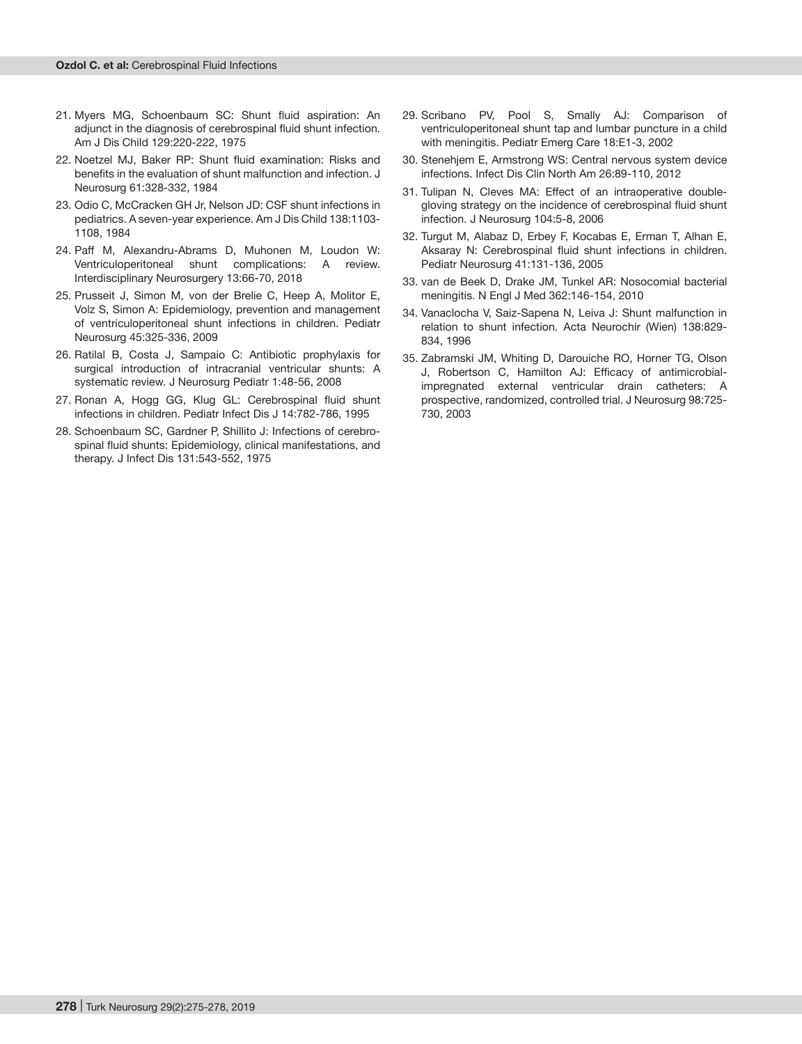21. Myers MG, Schoenbaum SC: Shunt fluid aspiration: An adjunct in the diagnosis of cerebrospinal fluid shunt infection. Am J Dis Child 129:220-222, 1975
22. Noetzel MJ, Baker RP: Shunt fluid examination: Risks and benefits in the evaluation of shunt malfunction and infection. J Neurosurg 61:328-332, 1984
23. Odio C, McCracken GH Jr, Nelson JD: CSF shunt infections in pediatrics. A seven-year experience. Am J Dis Child 138:1103-1108, 1984
24. Paff M, Alexandru-Abrams D, Muhonen M, Loudon W: Ventriculoperitoneal shunt complications: A review. Interdisciplinary Neurosurgery 13:66-70, 2018
25. Prusseit J, Simon M, von der Brelie C, Heep A, Molitor E, Volz S, Simon A: Epidemiology, prevention and management of ventriculoperitoneal shunt infections in children. Pediatr Neurosurg 45:325-336, 2009
26. Ratilal B, Costa J, Sampaio C: Antibiotic prophylaxis for surgical introduction of intracranial ventricular shunts: A systematic review. J Neurosurg Pediatr 1:48-56, 2008
27. Ronan A, Hogg GG, Klug GL: Cerebrospinal fluid shunt infections in children. Pediatr Infect Dis J 14:782-786, 1995
28. Schoenbaum SC, Gardner P, Shillito J: Infections of cerebrospinal fluid shunts: Epidemiology, clinical manifestations, and therapy. J Infect Dis 131:543-552, 1975
29. Scribano PV, Pool S, Smally AJ: Comparison of ventriculoperitoneal shunt tap and lumbar puncture in a child with meningitis. Pediatr Emerg Care 18:E1-3, 2002
30. Stenehjem E, Armstrong WS: Central nervous system device infections. Infect Dis Clin North Am 26:89-110, 2012
31. Tulipan N, Cleves MA: Effect of an intraoperative double-gloving strategy on the incidence of cerebrospinal fluid shunt infection. J Neurosurg 104:5-8, 2006
32. Turgut M, Alabaz D, Erbey F, Kocabas E, Erman T, Alhan E, Aksaray N: Cerebrospinal fluid shunt infections in children. Pediatr Neurosurg 41:131-136, 2005
33. van de Beek D, Drake JM, Tunkel AR: Nosocomial bacterial meningitis. N Engl J Med 362:146-154, 2010
34. Vanaclocha V, Saiz-Sapena N, Leiva J: Shunt malfunction in relation to shunt infection. Acta Neurochir (Wien) 138:829-834, 1996
35. Zabramski JM, Whiting D, Darouiche RO, Horner TG, Olson J, Robertson C, Hamilton AJ: Efficacy of antimicrobial-impregnated external ventricular drain catheters: A prospective, randomized, controlled trial. J Neurosurg 98:725-730, 2003